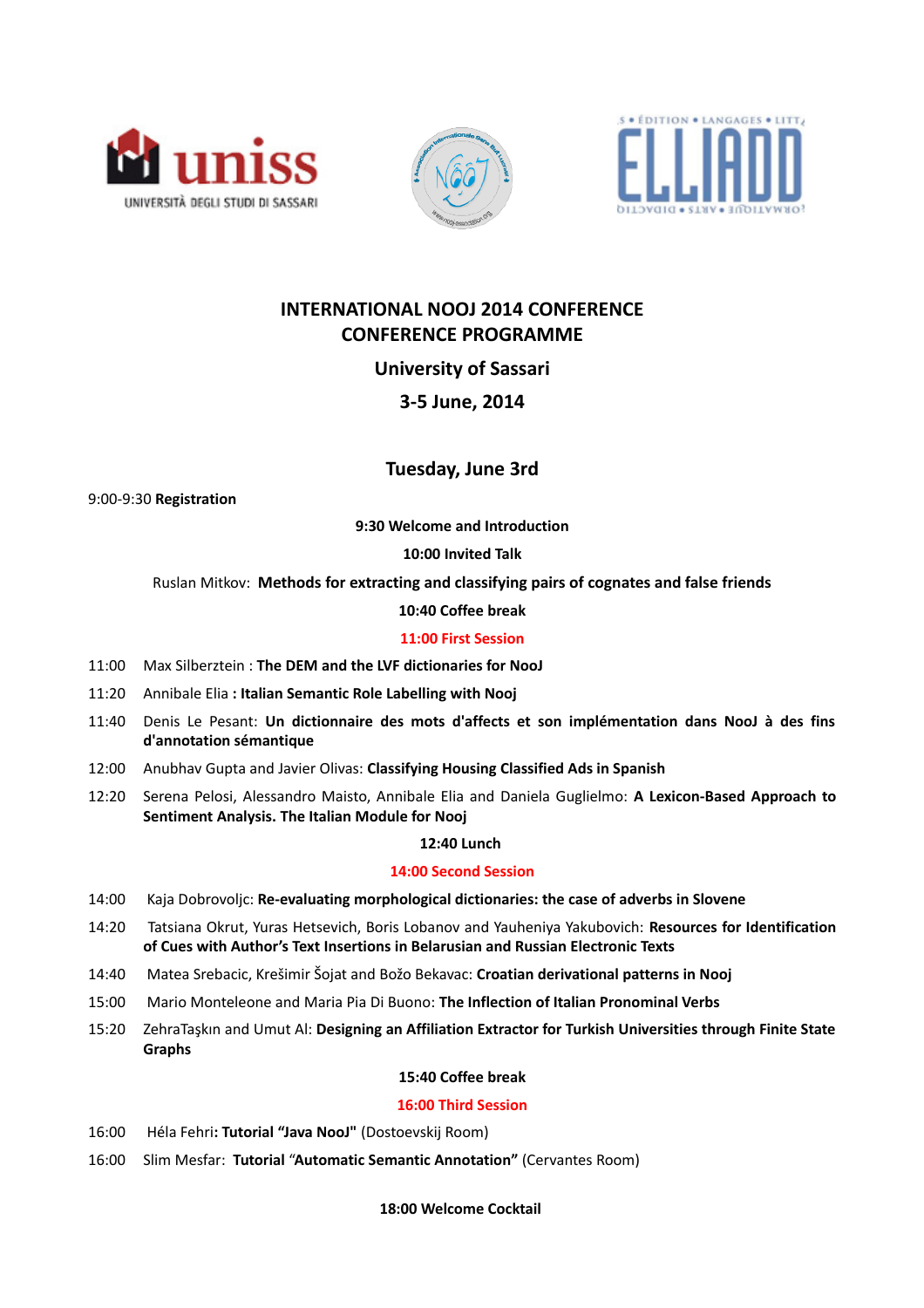# INTERNATIONAL NOOJ 2014 CONFERENCE
# CONFERENCE PROGRAMME

## University of Sassari

## 3-5 June, 2014

## Tuesday, June 3rd

9:00-9:30 **Registration**

**9:30 Welcome and Introduction**

**10:00 Invited Talk**

Ruslan Mitkov: **Methods for extracting and classifying pairs of cognates and false friends**

**10:40 Coffee break**

**11:00 First Session**

11:00 Max Silberztein : **The DEM and the LVF dictionaries for NooJ**

11:20 Annibale Elia **: Italian Semantic Role Labelling with Nooj**

11:40 Denis Le Pesant: **Un dictionnaire des mots d'affects et son implémentation dans NooJ à des fins d'annotation sémantique**

12:00 Anubhav Gupta and Javier Olivas: **Classifying Housing Classified Ads in Spanish**

12:20 Serena Pelosi, Alessandro Maisto, Annibale Elia and Daniela Guglielmo: **A Lexicon-Based Approach to Sentiment Analysis. The Italian Module for Nooj**

**12:40 Lunch**

**14:00 Second Session**

14:00 Kaja Dobrovoljc: **Re-evaluating morphological dictionaries: the case of adverbs in Slovene**

14:20 Tatsiana Okrut, Yuras Hetsevich, Boris Lobanov and Yauheniya Yakubovich: **Resources for Identification of Cues with Author's Text Insertions in Belarusian and Russian Electronic Texts**

14:40 Matea Srebacic, Krešimir Šojat and Božo Bekavac: **Croatian derivational patterns in Nooj**

15:00 Mario Monteleone and Maria Pia Di Buono: **The Inflection of Italian Pronominal Verbs**

15:20 ZehraTaşkın and Umut Al: **Designing an Affiliation Extractor for Turkish Universities through Finite State Graphs**

**15:40 Coffee break**

**16:00 Third Session**

16:00 Héla Fehri**: Tutorial "Java NooJ"** (Dostoevskij Room)

16:00 Slim Mesfar: **Tutorial** "**Automatic Semantic Annotation"** (Cervantes Room)

**18:00 Welcome Cocktail**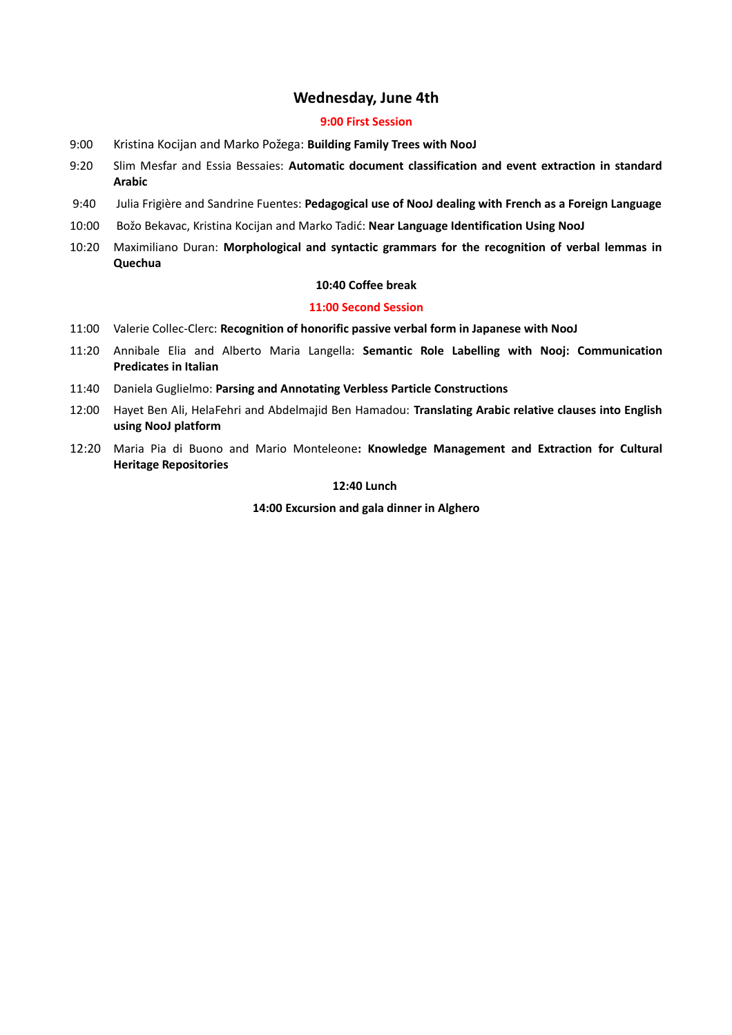## Wednesday, June 4th

**9:00 First Session**

9:00 Kristina Kocijan and Marko Požega: **Building Family Trees with NooJ**

9:20 Slim Mesfar and Essia Bessaies: **Automatic document classification and event extraction in standard Arabic**

9:40 Julia Frigière and Sandrine Fuentes: **Pedagogical use of NooJ dealing with French as a Foreign Language**

10:00 Božo Bekavac, Kristina Kocijan and Marko Tadić: **Near Language Identification Using NooJ**

10:20 Maximiliano Duran: **Morphological and syntactic grammars for the recognition of verbal lemmas in Quechua**

**10:40 Coffee break**

**11:00 Second Session**

11:00 Valerie Collec-Clerc: **Recognition of honorific passive verbal form in Japanese with NooJ**

11:20 Annibale Elia and Alberto Maria Langella: **Semantic Role Labelling with Nooj: Communication Predicates in Italian**

11:40 Daniela Guglielmo: **Parsing and Annotating Verbless Particle Constructions**

12:00 Hayet Ben Ali, HelaFehri and Abdelmajid Ben Hamadou: **Translating Arabic relative clauses into English using NooJ platform**

12:20 Maria Pia di Buono and Mario Monteleone**: Knowledge Management and Extraction for Cultural Heritage Repositories**

**12:40 Lunch**

**14:00 Excursion and gala dinner in Alghero**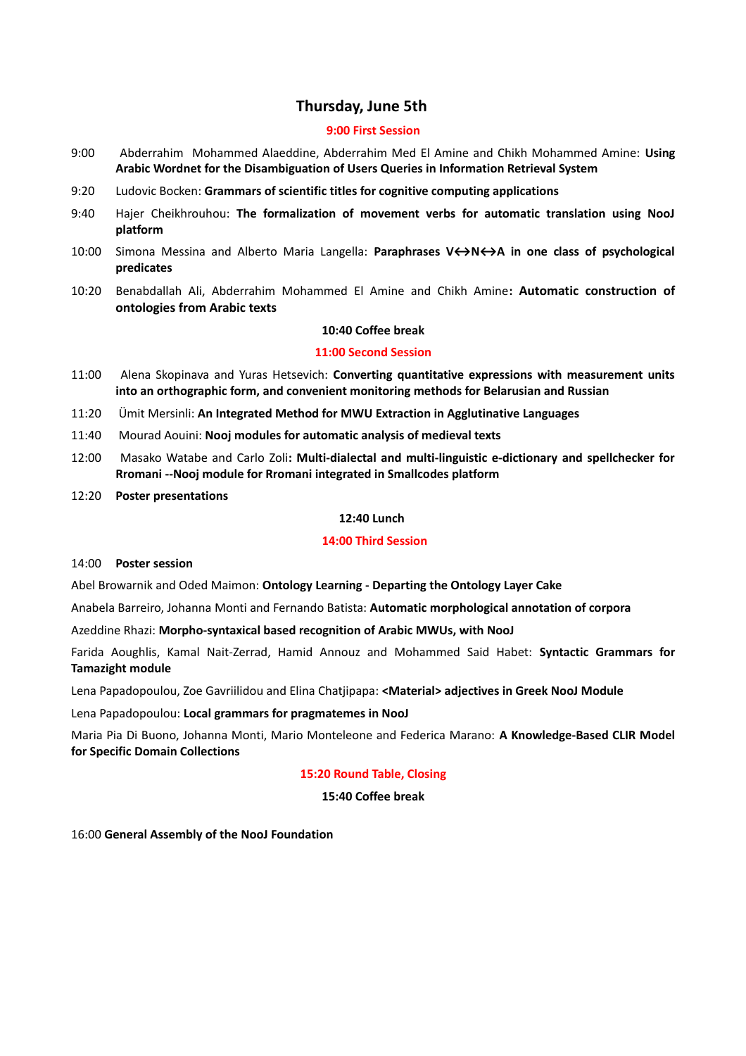## Thursday, June 5th

**9:00 First Session**

9:00 Abderrahim Mohammed Alaeddine, Abderrahim Med El Amine and Chikh Mohammed Amine: **Using Arabic Wordnet for the Disambiguation of Users Queries in Information Retrieval System**

9:20 Ludovic Bocken: **Grammars of scientific titles for cognitive computing applications**

9:40 Hajer Cheikhrouhou: **The formalization of movement verbs for automatic translation using NooJ platform**

10:00 Simona Messina and Alberto Maria Langella: **Paraphrases V↔N↔A in one class of psychological predicates**

10:20 Benabdallah Ali, Abderrahim Mohammed El Amine and Chikh Amine**: Automatic construction of ontologies from Arabic texts**

**10:40 Coffee break**

**11:00 Second Session**

11:00 Alena Skopinava and Yuras Hetsevich: **Converting quantitative expressions with measurement units into an orthographic form, and convenient monitoring methods for Belarusian and Russian**

11:20 Ümit Mersinli: **An Integrated Method for MWU Extraction in Agglutinative Languages**

11:40 Mourad Aouini: **Nooj modules for automatic analysis of medieval texts**

12:00 Masako Watabe and Carlo Zoli**: Multi-dialectal and multi-linguistic e-dictionary and spellchecker for Rromani --Nooj module for Rromani integrated in Smallcodes platform**

12:20 **Poster presentations**

**12:40 Lunch**

**14:00 Third Session**

14:00 **Poster session**

Abel Browarnik and Oded Maimon: **Ontology Learning - Departing the Ontology Layer Cake**

Anabela Barreiro, Johanna Monti and Fernando Batista: **Automatic morphological annotation of corpora**

Azeddine Rhazi: **Morpho-syntaxical based recognition of Arabic MWUs, with NooJ**

Farida Aoughlis, Kamal Nait-Zerrad, Hamid Annouz and Mohammed Said Habet: **Syntactic Grammars for Tamazight module**

Lena Papadopoulou, Zoe Gavriilidou and Elina Chatjipapa: **<Material> adjectives in Greek NooJ Module**

Lena Papadopoulou: **Local grammars for pragmatemes in NooJ**

Maria Pia Di Buono, Johanna Monti, Mario Monteleone and Federica Marano: **A Knowledge-Based CLIR Model for Specific Domain Collections**

**15:20 Round Table, Closing**

**15:40 Coffee break**

16:00 **General Assembly of the NooJ Foundation**